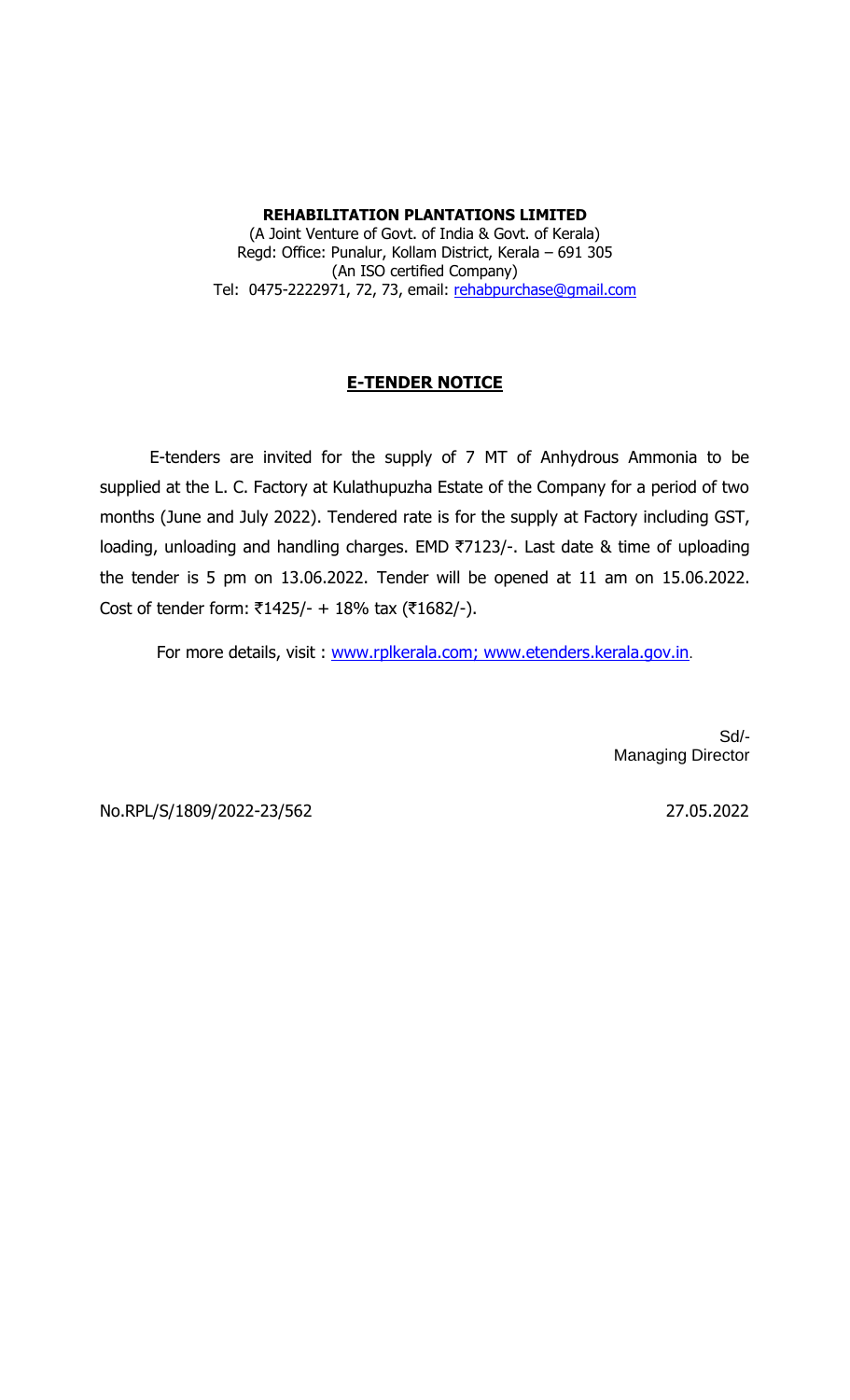**REHABILITATION PLANTATIONS LIMITED**

(A Joint Venture of Govt. of India & Govt. of Kerala)
Regd: Office: Punalur, Kollam District, Kerala – 691 305
(An ISO certified Company)
Tel: 0475-2222971, 72, 73, email: rehabpurchase@gmail.com

## E-TENDER NOTICE

E-tenders are invited for the supply of 7 MT of Anhydrous Ammonia to be supplied at the L. C. Factory at Kulathupuzha Estate of the Company for a period of two months (June and July 2022). Tendered rate is for the supply at Factory including GST, loading, unloading and handling charges. EMD ₹7123/-. Last date & time of uploading the tender is 5 pm on 13.06.2022. Tender will be opened at 11 am on 15.06.2022. Cost of tender form: ₹1425/- + 18% tax (₹1682/-).

For more details, visit : www.rplkerala.com; www.etenders.kerala.gov.in.

Sd/-
Managing Director

No.RPL/S/1809/2022-23/562 27.05.2022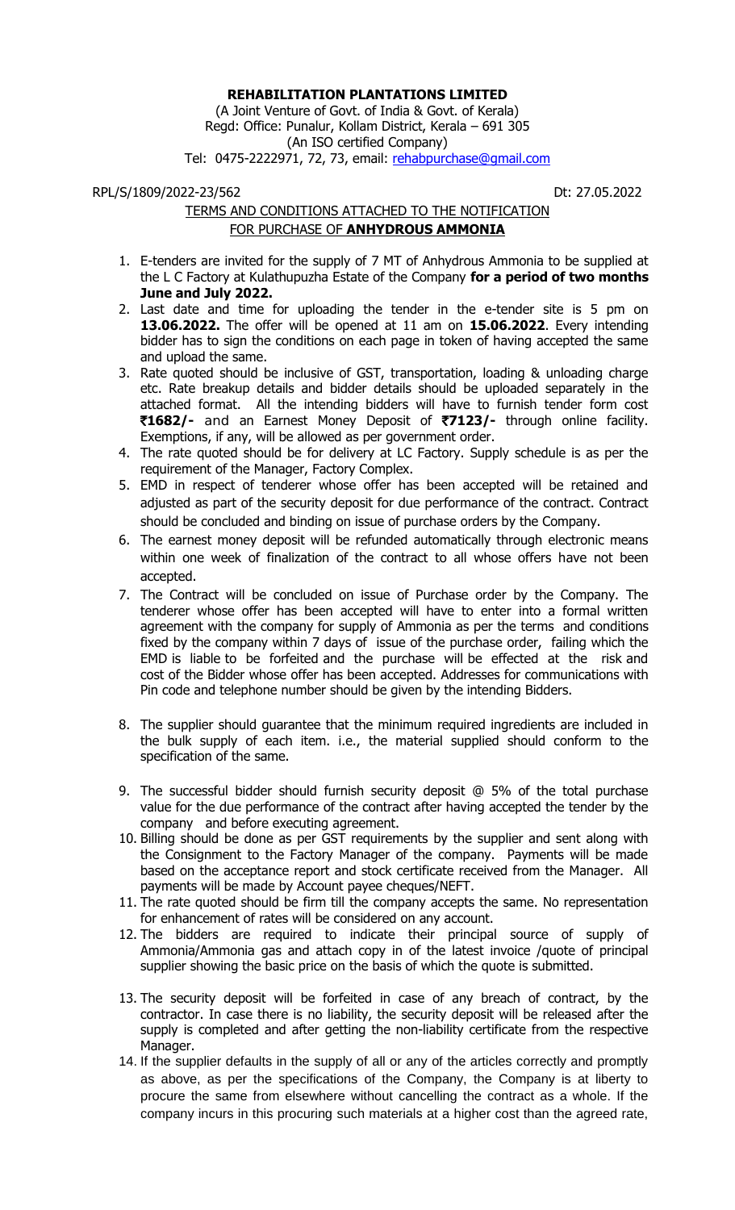**REHABILITATION PLANTATIONS LIMITED**

(A Joint Venture of Govt. of India & Govt. of Kerala)
Regd: Office: Punalur, Kollam District, Kerala – 691 305
(An ISO certified Company)
Tel: 0475-2222971, 72, 73, email: rehabpurchase@gmail.com

RPL/S/1809/2022-23/562 Dt: 27.05.2022

TERMS AND CONDITIONS ATTACHED TO THE NOTIFICATION
FOR PURCHASE OF **ANHYDROUS AMMONIA**

1. E-tenders are invited for the supply of 7 MT of Anhydrous Ammonia to be supplied at the L C Factory at Kulathupuzha Estate of the Company **for a period of two months June and July 2022.**
2. Last date and time for uploading the tender in the e-tender site is 5 pm on **13.06.2022.** The offer will be opened at 11 am on **15.06.2022**. Every intending bidder has to sign the conditions on each page in token of having accepted the same and upload the same.
3. Rate quoted should be inclusive of GST, transportation, loading & unloading charge etc. Rate breakup details and bidder details should be uploaded separately in the attached format. All the intending bidders will have to furnish tender form cost **₹1682/-** and an Earnest Money Deposit of **₹7123/-** through online facility. Exemptions, if any, will be allowed as per government order.
4. The rate quoted should be for delivery at LC Factory. Supply schedule is as per the requirement of the Manager, Factory Complex.
5. EMD in respect of tenderer whose offer has been accepted will be retained and adjusted as part of the security deposit for due performance of the contract. Contract should be concluded and binding on issue of purchase orders by the Company.
6. The earnest money deposit will be refunded automatically through electronic means within one week of finalization of the contract to all whose offers have not been accepted.
7. The Contract will be concluded on issue of Purchase order by the Company. The tenderer whose offer has been accepted will have to enter into a formal written agreement with the company for supply of Ammonia as per the terms and conditions fixed by the company within 7 days of issue of the purchase order, failing which the EMD is liable to be forfeited and the purchase will be effected at the risk and cost of the Bidder whose offer has been accepted. Addresses for communications with Pin code and telephone number should be given by the intending Bidders.
8. The supplier should guarantee that the minimum required ingredients are included in the bulk supply of each item. i.e., the material supplied should conform to the specification of the same.
9. The successful bidder should furnish security deposit @ 5% of the total purchase value for the due performance of the contract after having accepted the tender by the company and before executing agreement.
10. Billing should be done as per GST requirements by the supplier and sent along with the Consignment to the Factory Manager of the company. Payments will be made based on the acceptance report and stock certificate received from the Manager. All payments will be made by Account payee cheques/NEFT.
11. The rate quoted should be firm till the company accepts the same. No representation for enhancement of rates will be considered on any account.
12. The bidders are required to indicate their principal source of supply of Ammonia/Ammonia gas and attach copy in of the latest invoice /quote of principal supplier showing the basic price on the basis of which the quote is submitted.
13. The security deposit will be forfeited in case of any breach of contract, by the contractor. In case there is no liability, the security deposit will be released after the supply is completed and after getting the non-liability certificate from the respective Manager.
14. If the supplier defaults in the supply of all or any of the articles correctly and promptly as above, as per the specifications of the Company, the Company is at liberty to procure the same from elsewhere without cancelling the contract as a whole. If the company incurs in this procuring such materials at a higher cost than the agreed rate,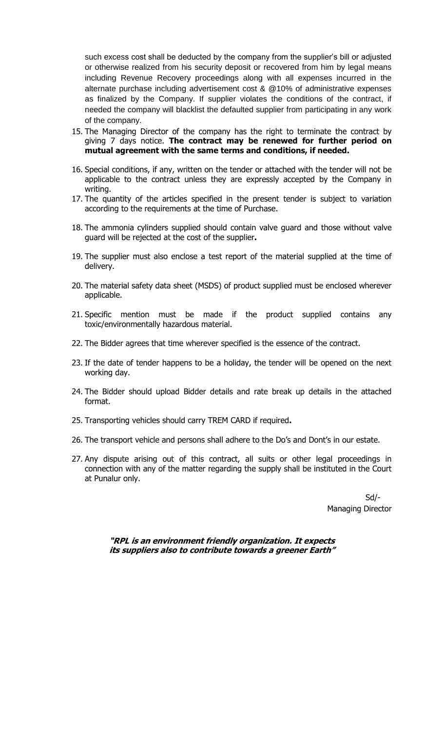such excess cost shall be deducted by the company from the supplier's bill or adjusted or otherwise realized from his security deposit or recovered from him by legal means including Revenue Recovery proceedings along with all expenses incurred in the alternate purchase including advertisement cost & @10% of administrative expenses as finalized by the Company. If supplier violates the conditions of the contract, if needed the company will blacklist the defaulted supplier from participating in any work of the company.

15. The Managing Director of the company has the right to terminate the contract by giving 7 days notice. **The contract may be renewed for further period on mutual agreement with the same terms and conditions, if needed.**
16. Special conditions, if any, written on the tender or attached with the tender will not be applicable to the contract unless they are expressly accepted by the Company in writing.
17. The quantity of the articles specified in the present tender is subject to variation according to the requirements at the time of Purchase.
18. The ammonia cylinders supplied should contain valve guard and those without valve guard will be rejected at the cost of the supplier**.**
19. The supplier must also enclose a test report of the material supplied at the time of delivery.
20. The material safety data sheet (MSDS) of product supplied must be enclosed wherever applicable.
21. Specific mention must be made if the product supplied contains any toxic/environmentally hazardous material.
22. The Bidder agrees that time wherever specified is the essence of the contract.
23. If the date of tender happens to be a holiday, the tender will be opened on the next working day.
24. The Bidder should upload Bidder details and rate break up details in the attached format.
25. Transporting vehicles should carry TREM CARD if required**.**
26. The transport vehicle and persons shall adhere to the Do's and Dont's in our estate.
27. Any dispute arising out of this contract, all suits or other legal proceedings in connection with any of the matter regarding the supply shall be instituted in the Court at Punalur only.

Sd/-
Managing Director

***"RPL is an environment friendly organization. It expects its suppliers also to contribute towards a greener Earth"***